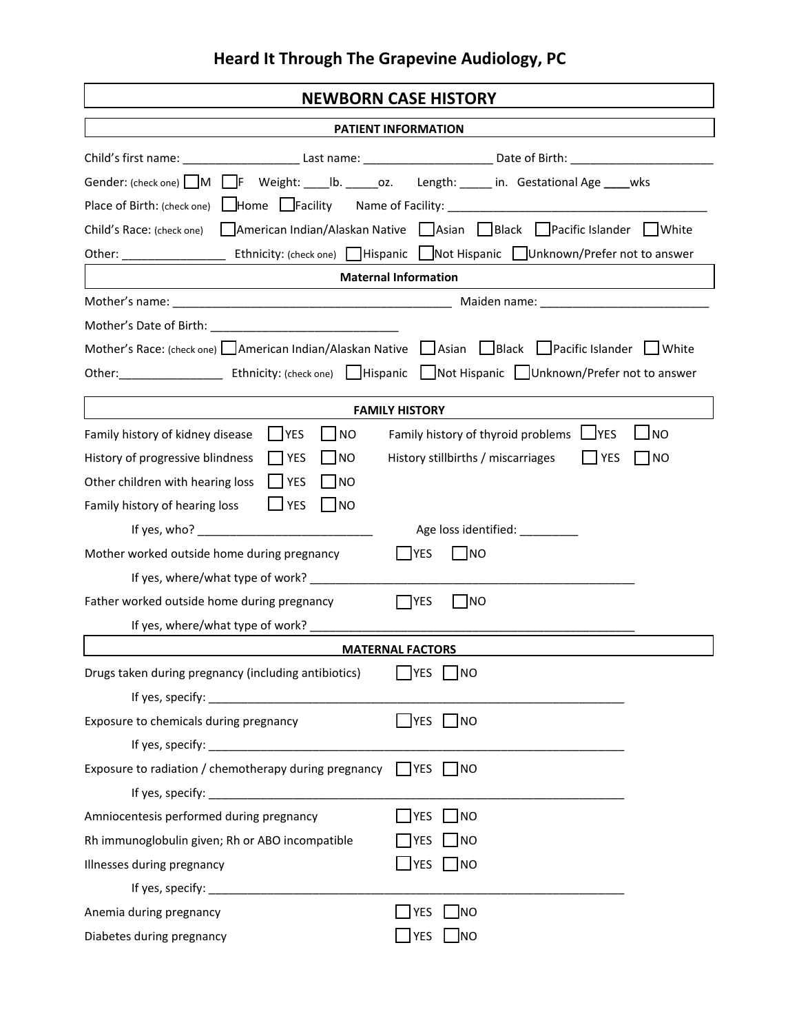# Heard It Through The Grapevine Audiology, PC

## NEWBORN CASE HISTORY

### PATIENT INFORMATION

Child's first name: ___________________ Last name: ____________________ Date of Birth: ______________________

Gender: (check one) ☐ M ☐ F Weight: ____lb. _____oz. Length: _____ in. Gestational Age ____wks

Place of Birth: (check one) ☐ Home ☐ Facility Name of Facility: ________________________________________

Child's Race: (check one) ☐ American Indian/Alaskan Native ☐ Asian ☐ Black ☐ Pacific Islander ☐ White

Other: ________________ Ethnicity: (check one) ☐ Hispanic ☐ Not Hispanic ☐ Unknown/Prefer not to answer

### Maternal Information

Mother's name: __________________________________________ Maiden name: __________________________

Mother's Date of Birth: _____________________________

Mother's Race: (check one) ☐ American Indian/Alaskan Native ☐ Asian ☐ Black ☐ Pacific Islander ☐ White

Other:________________ Ethnicity: (check one) ☐ Hispanic ☐ Not Hispanic ☐ Unknown/Prefer not to answer

### FAMILY HISTORY

Family history of kidney disease ☐ YES ☐ NO

Family history of thyroid problems ☐ YES ☐ NO

History of progressive blindness ☐ YES ☐ NO

History stillbirths / miscarriages ☐ YES ☐ NO

Other children with hearing loss ☐ YES ☐ NO

Family history of hearing loss ☐ YES ☐ NO

If yes, who? ___________________________ Age loss identified: _________

Mother worked outside home during pregnancy ☐ YES ☐ NO

If yes, where/what type of work? ___________________________________________________

Father worked outside home during pregnancy ☐ YES ☐ NO

If yes, where/what type of work? ___________________________________________________

### MATERNAL FACTORS

Drugs taken during pregnancy (including antibiotics) ☐ YES ☐ NO

If yes, specify: ____________________________________________________________________

Exposure to chemicals during pregnancy ☐ YES ☐ NO

If yes, specify: ____________________________________________________________________

Exposure to radiation / chemotherapy during pregnancy ☐ YES ☐ NO

If yes, specify: ____________________________________________________________________

Amniocentesis performed during pregnancy ☐ YES ☐ NO

Rh immunoglobulin given; Rh or ABO incompatible ☐ YES ☐ NO

Illnesses during pregnancy ☐ YES ☐ NO

If yes, specify: ____________________________________________________________________

Anemia during pregnancy ☐ YES ☐ NO

Diabetes during pregnancy ☐ YES ☐ NO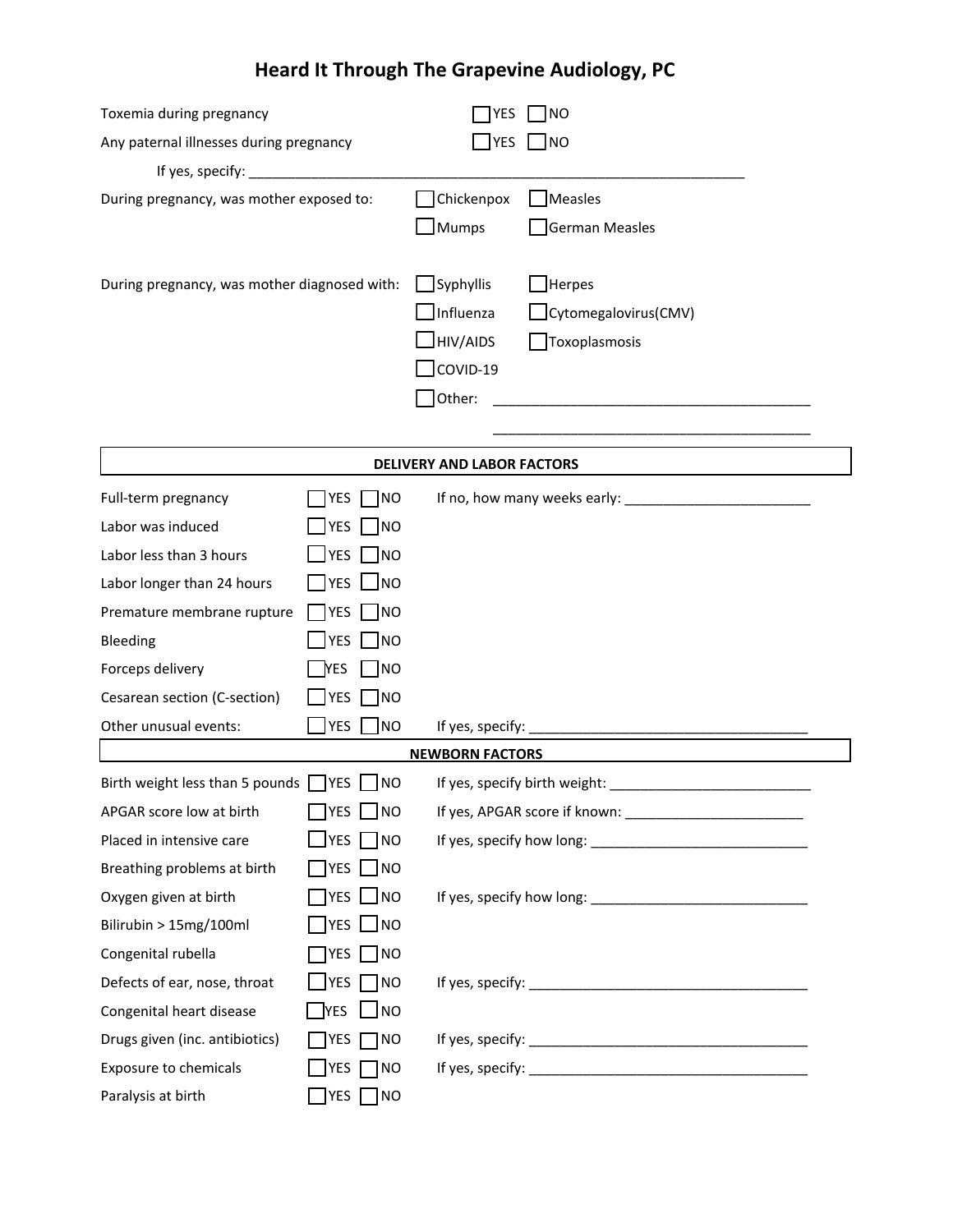# Heard It Through The Grapevine Audiology, PC

Toxemia during pregnancy ☐ YES ☐ NO

Any paternal illnesses during pregnancy ☐ YES ☐ NO

If yes, specify: ___________________________________________________________________

During pregnancy, was mother exposed to:
- ☐ Chickenpox
- ☐ Measles
- ☐ Mumps
- ☐ German Measles

During pregnancy, was mother diagnosed with:
- ☐ Syphyllis
- ☐ Herpes
- ☐ Influenza
- ☐ Cytomegalovirus(CMV)
- ☐ HIV/AIDS
- ☐ Toxoplasmosis
- ☐ COVID-19
- ☐ Other: __________________________________________

__________________________________________

## DELIVERY AND LABOR FACTORS

| | | | |
|---|---|---|---|
| Full-term pregnancy | ☐ YES | ☐ NO | If no, how many weeks early: ________________________ |
| Labor was induced | ☐ YES | ☐ NO | |
| Labor less than 3 hours | ☐ YES | ☐ NO | |
| Labor longer than 24 hours | ☐ YES | ☐ NO | |
| Premature membrane rupture | ☐ YES | ☐ NO | |
| Bleeding | ☐ YES | ☐ NO | |
| Forceps delivery | ☐ YES | ☐ NO | |
| Cesarean section (C-section) | ☐ YES | ☐ NO | |
| Other unusual events: | ☐ YES | ☐ NO | If yes, specify: ____________________________________ |

## NEWBORN FACTORS

| | | | |
|---|---|---|---|
| Birth weight less than 5 pounds | ☐ YES | ☐ NO | If yes, specify birth weight: __________________________ |
| APGAR score low at birth | ☐ YES | ☐ NO | If yes, APGAR score if known: _______________________ |
| Placed in intensive care | ☐ YES | ☐ NO | If yes, specify how long: ____________________________ |
| Breathing problems at birth | ☐ YES | ☐ NO | |
| Oxygen given at birth | ☐ YES | ☐ NO | If yes, specify how long: ____________________________ |
| Bilirubin > 15mg/100ml | ☐ YES | ☐ NO | |
| Congenital rubella | ☐ YES | ☐ NO | |
| Defects of ear, nose, throat | ☐ YES | ☐ NO | If yes, specify: ____________________________________ |
| Congenital heart disease | ☐ YES | ☐ NO | |
| Drugs given (inc. antibiotics) | ☐ YES | ☐ NO | If yes, specify: ____________________________________ |
| Exposure to chemicals | ☐ YES | ☐ NO | If yes, specify: ____________________________________ |
| Paralysis at birth | ☐ YES | ☐ NO | |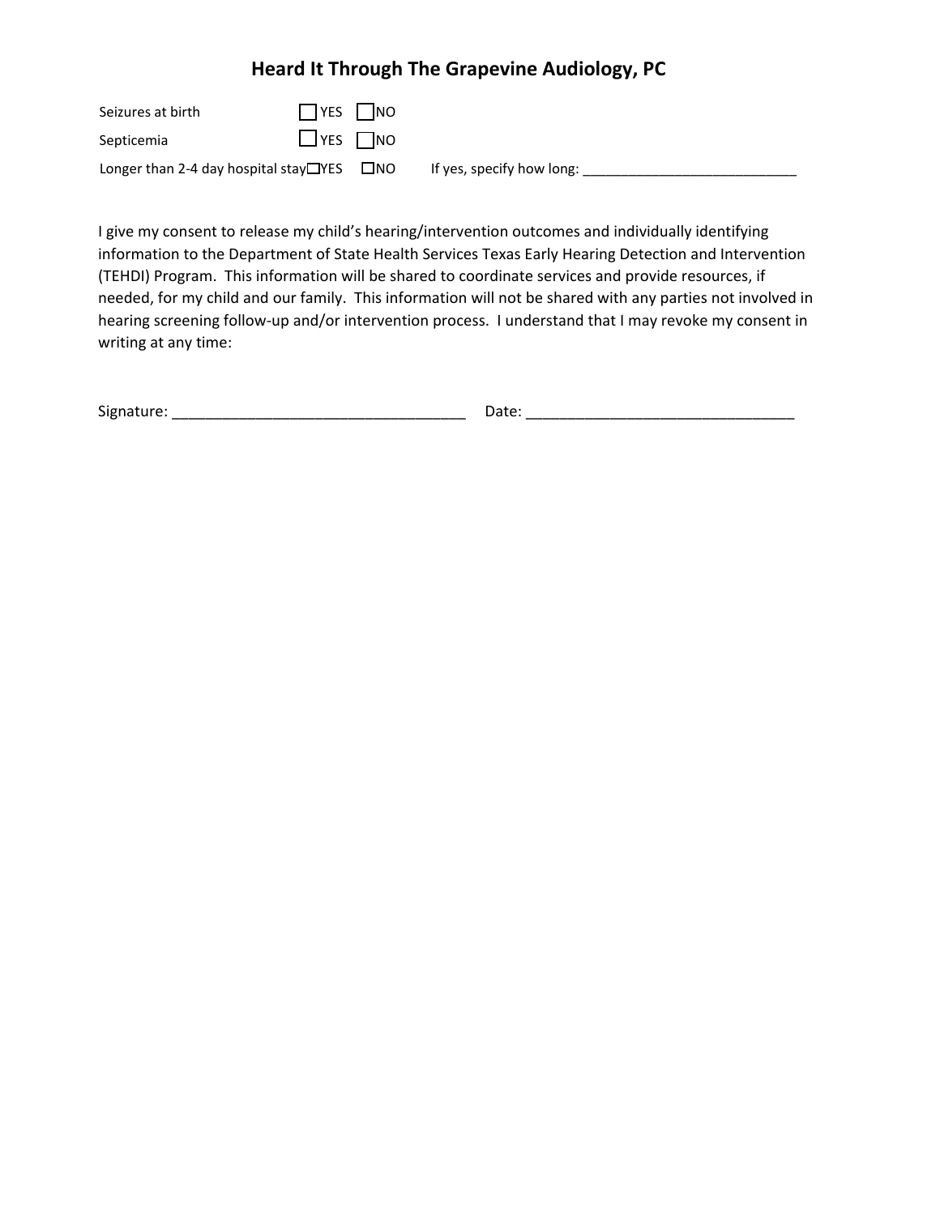# Heard It Through The Grapevine Audiology, PC

Seizures at birth ☐ YES ☐ NO

Septicemia ☐ YES ☐ NO

Longer than 2-4 day hospital stay ☐ YES ☐ NO If yes, specify how long: ____________________________

I give my consent to release my child's hearing/intervention outcomes and individually identifying information to the Department of State Health Services Texas Early Hearing Detection and Intervention (TEHDI) Program. This information will be shared to coordinate services and provide resources, if needed, for my child and our family. This information will not be shared with any parties not involved in hearing screening follow-up and/or intervention process. I understand that I may revoke my consent in writing at any time:

Signature: ___________________________________ Date: ________________________________